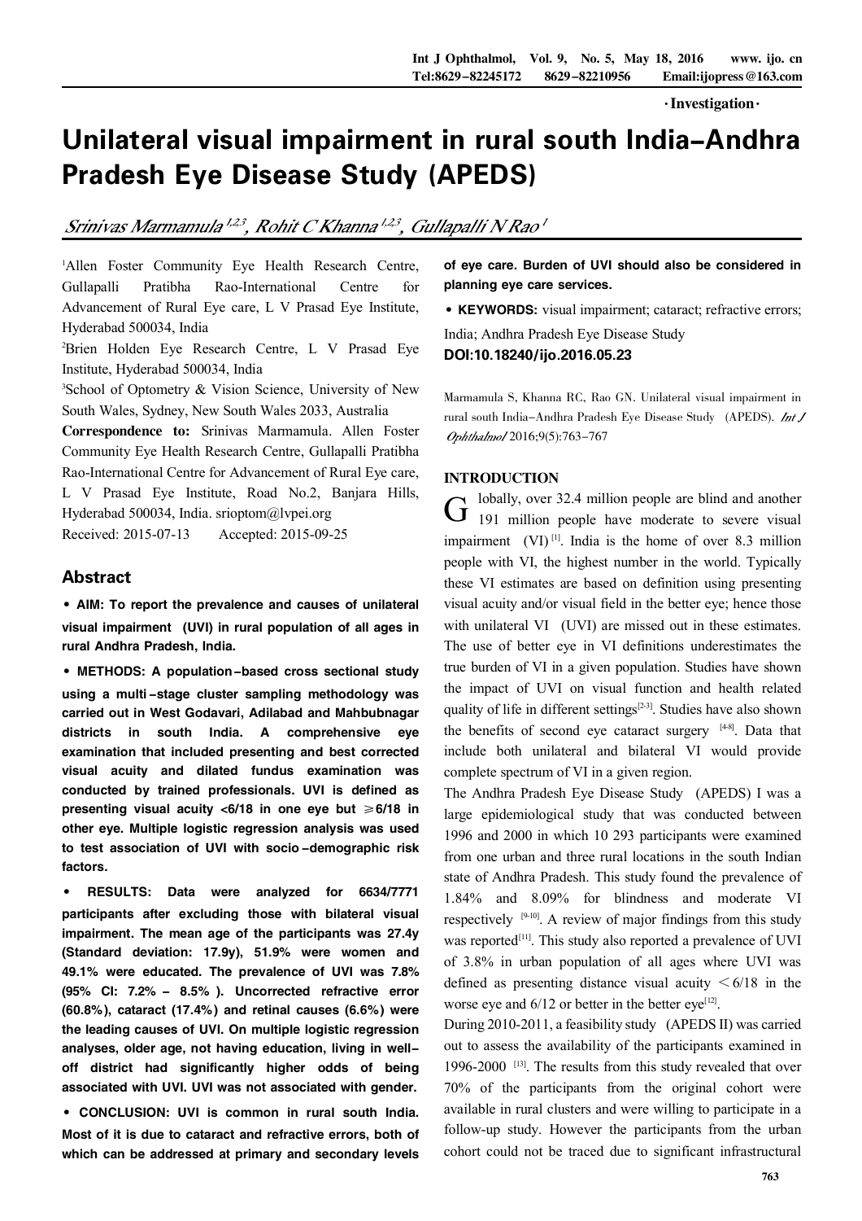·Investigation·

# Unilateral visual impairment in rural south India–Andhra Pradesh Eye Disease Study (APEDS)

*Srinivas Marmamula*[1,2,3], *Rohit C Khanna*[1,2,3], *Gullapalli N Rao*[1]

[1]Allen Foster Community Eye Health Research Centre, Gullapalli Pratibha Rao-International Centre for Advancement of Rural Eye care, L V Prasad Eye Institute, Hyderabad 500034, India

[2]Brien Holden Eye Research Centre, L V Prasad Eye Institute, Hyderabad 500034, India

[3]School of Optometry & Vision Science, University of New South Wales, Sydney, New South Wales 2033, Australia

**Correspondence to:** Srinivas Marmamula. Allen Foster Community Eye Health Research Centre, Gullapalli Pratibha Rao-International Centre for Advancement of Rural Eye care, L V Prasad Eye Institute, Road No.2, Banjara Hills, Hyderabad 500034, India. srioptom@lvpei.org

Received: 2015-07-13 Accepted: 2015-09-25

## Abstract

**• AIM: To report the prevalence and causes of unilateral visual impairment (UVI) in rural population of all ages in rural Andhra Pradesh, India.**

**• METHODS: A population-based cross sectional study using a multi-stage cluster sampling methodology was carried out in West Godavari, Adilabad and Mahbubnagar districts in south India. A comprehensive eye examination that included presenting and best corrected visual acuity and dilated fundus examination was conducted by trained professionals. UVI is defined as presenting visual acuity <6/18 in one eye but ≥6/18 in other eye. Multiple logistic regression analysis was used to test association of UVI with socio-demographic risk factors.**

**• RESULTS: Data were analyzed for 6634/7771 participants after excluding those with bilateral visual impairment. The mean age of the participants was 27.4y (Standard deviation: 17.9y), 51.9% were women and 49.1% were educated. The prevalence of UVI was 7.8% (95% CI: 7.2% – 8.5%). Uncorrected refractive error (60.8%), cataract (17.4%) and retinal causes (6.6%) were the leading causes of UVI. On multiple logistic regression analyses, older age, not having education, living in well-off district had significantly higher odds of being associated with UVI. UVI was not associated with gender.**

**• CONCLUSION: UVI is common in rural south India. Most of it is due to cataract and refractive errors, both of which can be addressed at primary and secondary levels of eye care. Burden of UVI should also be considered in planning eye care services.**

• **KEYWORDS:** visual impairment; cataract; refractive errors; India; Andhra Pradesh Eye Disease Study

**DOI:10.18240/ijo.2016.05.23**

Marmamula S, Khanna RC, Rao GN. Unilateral visual impairment in rural south India–Andhra Pradesh Eye Disease Study (APEDS). *Int J Ophthalmol* 2016;9(5):763-767

## INTRODUCTION

Globally, over 32.4 million people are blind and another 191 million people have moderate to severe visual impairment (VI)[1]. India is the home of over 8.3 million people with VI, the highest number in the world. Typically these VI estimates are based on definition using presenting visual acuity and/or visual field in the better eye; hence those with unilateral VI (UVI) are missed out in these estimates. The use of better eye in VI definitions underestimates the true burden of VI in a given population. Studies have shown the impact of UVI on visual function and health related quality of life in different settings[2-3]. Studies have also shown the benefits of second eye cataract surgery [4-8]. Data that include both unilateral and bilateral VI would provide complete spectrum of VI in a given region.

The Andhra Pradesh Eye Disease Study (APEDS) I was a large epidemiological study that was conducted between 1996 and 2000 in which 10 293 participants were examined from one urban and three rural locations in the south Indian state of Andhra Pradesh. This study found the prevalence of 1.84% and 8.09% for blindness and moderate VI respectively [9-10]. A review of major findings from this study was reported[11]. This study also reported a prevalence of UVI of 3.8% in urban population of all ages where UVI was defined as presenting distance visual acuity <6/18 in the worse eye and 6/12 or better in the better eye[12].

During 2010-2011, a feasibility study (APEDS II) was carried out to assess the availability of the participants examined in 1996-2000 [13]. The results from this study revealed that over 70% of the participants from the original cohort were available in rural clusters and were willing to participate in a follow-up study. However the participants from the urban cohort could not be traced due to significant infrastructural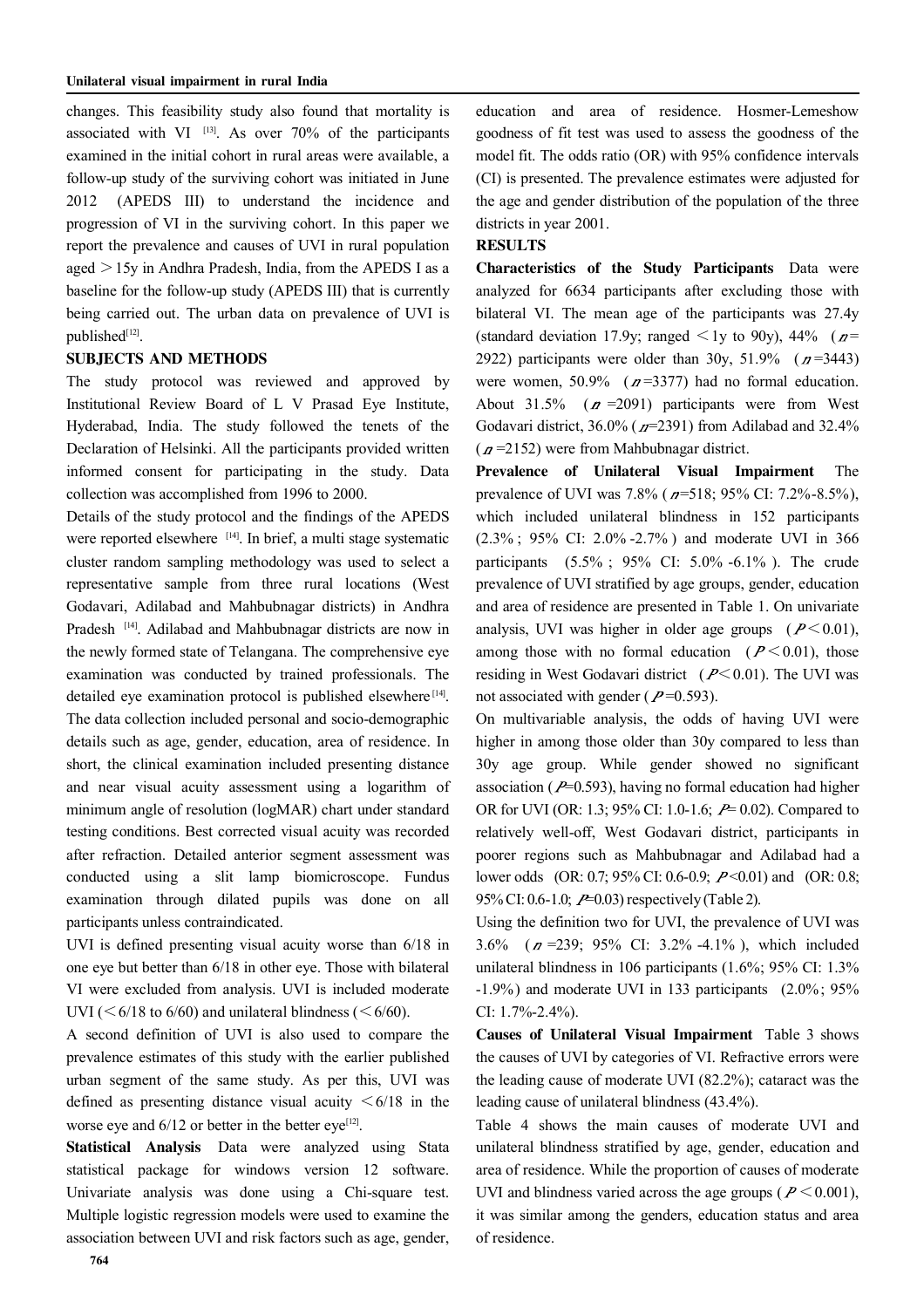changes. This feasibility study also found that mortality is associated with VI [13]. As over 70% of the participants examined in the initial cohort in rural areas were available, a follow-up study of the surviving cohort was initiated in June 2012 (APEDS III) to understand the incidence and progression of VI in the surviving cohort. In this paper we report the prevalence and causes of UVI in rural population aged >15y in Andhra Pradesh, India, from the APEDS I as a baseline for the follow-up study (APEDS III) that is currently being carried out. The urban data on prevalence of UVI is published[12].

## SUBJECTS AND METHODS

The study protocol was reviewed and approved by Institutional Review Board of L V Prasad Eye Institute, Hyderabad, India. The study followed the tenets of the Declaration of Helsinki. All the participants provided written informed consent for participating in the study. Data collection was accomplished from 1996 to 2000.

Details of the study protocol and the findings of the APEDS were reported elsewhere [14]. In brief, a multi stage systematic cluster random sampling methodology was used to select a representative sample from three rural locations (West Godavari, Adilabad and Mahbubnagar districts) in Andhra Pradesh [14]. Adilabad and Mahbubnagar districts are now in the newly formed state of Telangana. The comprehensive eye examination was conducted by trained professionals. The detailed eye examination protocol is published elsewhere[14]. The data collection included personal and socio-demographic details such as age, gender, education, area of residence. In short, the clinical examination included presenting distance and near visual acuity assessment using a logarithm of minimum angle of resolution (logMAR) chart under standard testing conditions. Best corrected visual acuity was recorded after refraction. Detailed anterior segment assessment was conducted using a slit lamp biomicroscope. Fundus examination through dilated pupils was done on all participants unless contraindicated.

UVI is defined presenting visual acuity worse than 6/18 in one eye but better than 6/18 in other eye. Those with bilateral VI were excluded from analysis. UVI is included moderate UVI (<6/18 to 6/60) and unilateral blindness (<6/60).

A second definition of UVI is also used to compare the prevalence estimates of this study with the earlier published urban segment of the same study. As per this, UVI was defined as presenting distance visual acuity <6/18 in the worse eye and 6/12 or better in the better eye[12].

**Statistical Analysis** Data were analyzed using Stata statistical package for windows version 12 software. Univariate analysis was done using a Chi-square test. Multiple logistic regression models were used to examine the association between UVI and risk factors such as age, gender, education and area of residence. Hosmer-Lemeshow goodness of fit test was used to assess the goodness of the model fit. The odds ratio (OR) with 95% confidence intervals (CI) is presented. The prevalence estimates were adjusted for the age and gender distribution of the population of the three districts in year 2001.

## RESULTS

**Characteristics of the Study Participants** Data were analyzed for 6634 participants after excluding those with bilateral VI. The mean age of the participants was 27.4y (standard deviation 17.9y; ranged <1y to 90y), 44% ($n$=2922) participants were older than 30y, 51.9% ($n$=3443) were women, 50.9% ($n$=3377) had no formal education. About 31.5% ($n$=2091) participants were from West Godavari district, 36.0% ($n$=2391) from Adilabad and 32.4% ($n$=2152) were from Mahbubnagar district.

**Prevalence of Unilateral Visual Impairment** The prevalence of UVI was 7.8% ($n$=518; 95% CI: 7.2%-8.5%), which included unilateral blindness in 152 participants (2.3%; 95% CI: 2.0%-2.7%) and moderate UVI in 366 participants (5.5%; 95% CI: 5.0%-6.1%). The crude prevalence of UVI stratified by age groups, gender, education and area of residence are presented in Table 1. On univariate analysis, UVI was higher in older age groups ($P$<0.01), among those with no formal education ($P$<0.01), those residing in West Godavari district ($P$<0.01). The UVI was not associated with gender ($P$=0.593).

On multivariable analysis, the odds of having UVI were higher in among those older than 30y compared to less than 30y age group. While gender showed no significant association ($P$=0.593), having no formal education had higher OR for UVI (OR: 1.3; 95% CI: 1.0-1.6; $P$=0.02). Compared to relatively well-off, West Godavari district, participants in poorer regions such as Mahbubnagar and Adilabad had a lower odds (OR: 0.7; 95% CI: 0.6-0.9; $P$<0.01) and (OR: 0.8; 95% CI: 0.6-1.0; $P$=0.03) respectively (Table 2).

Using the definition two for UVI, the prevalence of UVI was 3.6% ($n$=239; 95% CI: 3.2%-4.1%), which included unilateral blindness in 106 participants (1.6%; 95% CI: 1.3%-1.9%) and moderate UVI in 133 participants (2.0%; 95% CI: 1.7%-2.4%).

**Causes of Unilateral Visual Impairment** Table 3 shows the causes of UVI by categories of VI. Refractive errors were the leading cause of moderate UVI (82.2%); cataract was the leading cause of unilateral blindness (43.4%).

Table 4 shows the main causes of moderate UVI and unilateral blindness stratified by age, gender, education and area of residence. While the proportion of causes of moderate UVI and blindness varied across the age groups ($P$<0.001), it was similar among the genders, education status and area of residence.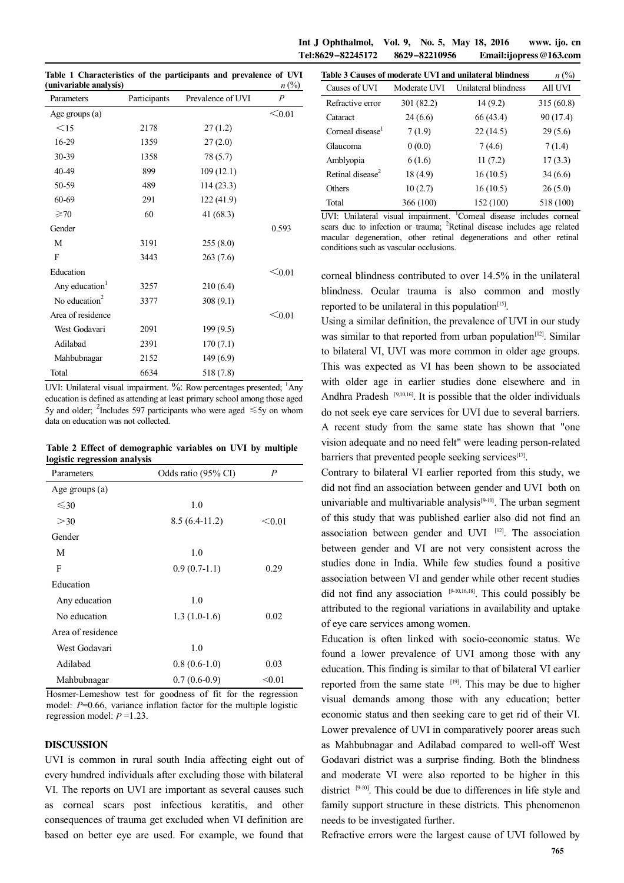**Table 1 Characteristics of the participants and prevalence of UVI (univariable analysis)** *n* (%)

| Parameters | Participants | Prevalence of UVI | *P* |
|---|---|---|---|
| Age groups (a) | | | <0.01 |
| <15 | 2178 | 27 (1.2) | |
| 16-29 | 1359 | 27 (2.0) | |
| 30-39 | 1358 | 78 (5.7) | |
| 40-49 | 899 | 109 (12.1) | |
| 50-59 | 489 | 114 (23.3) | |
| 60-69 | 291 | 122 (41.9) | |
| ≥70 | 60 | 41 (68.3) | |
| Gender | | | 0.593 |
| M | 3191 | 255 (8.0) | |
| F | 3443 | 263 (7.6) | |
| Education | | | <0.01 |
| Any education[1] | 3257 | 210 (6.4) | |
| No education[2] | 3377 | 308 (9.1) | |
| Area of residence | | | <0.01 |
| West Godavari | 2091 | 199 (9.5) | |
| Adilabad | 2391 | 170 (7.1) | |
| Mahbubnagar | 2152 | 149 (6.9) | |
| Total | 6634 | 518 (7.8) | |

UVI: Unilateral visual impairment. %: Row percentages presented; [1]Any education is defined as attending at least primary school among those aged 5y and older; [2]Includes 597 participants who were aged ≤5y on whom data on education was not collected.

**Table 2 Effect of demographic variables on UVI by multiple logistic regression analysis**

| Parameters | Odds ratio (95% CI) | *P* |
|---|---|---|
| Age groups (a) | | |
| ≤30 | 1.0 | |
| >30 | 8.5 (6.4-11.2) | <0.01 |
| Gender | | |
| M | 1.0 | |
| F | 0.9 (0.7-1.1) | 0.29 |
| Education | | |
| Any education | 1.0 | |
| No education | 1.3 (1.0-1.6) | 0.02 |
| Area of residence | | |
| West Godavari | 1.0 | |
| Adilabad | 0.8 (0.6-1.0) | 0.03 |
| Mahbubnagar | 0.7 (0.6-0.9) | <0.01 |

Hosmer-Lemeshow test for goodness of fit for the regression model: *P*=0.66, variance inflation factor for the multiple logistic regression model: *P* =1.23.

## DISCUSSION

UVI is common in rural south India affecting eight out of every hundred individuals after excluding those with bilateral VI. The reports on UVI are important as several causes such as corneal scars post infectious keratitis, and other consequences of trauma get excluded when VI definition are based on better eye are used. For example, we found that corneal blindness contributed to over 14.5% in the unilateral blindness. Ocular trauma is also common and mostly reported to be unilateral in this population[15].

**Table 3 Causes of moderate UVI and unilateral blindness** *n* (%)

| Causes of UVI | Moderate UVI | Unilateral blindness | All UVI |
|---|---|---|---|
| Refractive error | 301 (82.2) | 14 (9.2) | 315 (60.8) |
| Cataract | 24 (6.6) | 66 (43.4) | 90 (17.4) |
| Corneal disease[1] | 7 (1.9) | 22 (14.5) | 29 (5.6) |
| Glaucoma | 0 (0.0) | 7 (4.6) | 7 (1.4) |
| Amblyopia | 6 (1.6) | 11 (7.2) | 17 (3.3) |
| Retinal disease[2] | 18 (4.9) | 16 (10.5) | 34 (6.6) |
| Others | 10 (2.7) | 16 (10.5) | 26 (5.0) |
| Total | 366 (100) | 152 (100) | 518 (100) |

UVI: Unilateral visual impairment. [1]Corneal disease includes corneal scars due to infection or trauma; [2]Retinal disease includes age related macular degeneration, other retinal degenerations and other retinal conditions such as vascular occlusions.

Using a similar definition, the prevalence of UVI in our study was similar to that reported from urban population[12]. Similar to bilateral VI, UVI was more common in older age groups. This was expected as VI has been shown to be associated with older age in earlier studies done elsewhere and in Andhra Pradesh [9,10,16]. It is possible that the older individuals do not seek eye care services for UVI due to several barriers. A recent study from the same state has shown that "one vision adequate and no need felt" were leading person-related barriers that prevented people seeking services[17].

Contrary to bilateral VI earlier reported from this study, we did not find an association between gender and UVI both on univariable and multivariable analysis[9-10]. The urban segment of this study that was published earlier also did not find an association between gender and UVI [12]. The association between gender and VI are not very consistent across the studies done in India. While few studies found a positive association between VI and gender while other recent studies did not find any association [9-10,16,18]. This could possibly be attributed to the regional variations in availability and uptake of eye care services among women.

Education is often linked with socio-economic status. We found a lower prevalence of UVI among those with any education. This finding is similar to that of bilateral VI earlier reported from the same state [19]. This may be due to higher visual demands among those with any education; better economic status and then seeking care to get rid of their VI. Lower prevalence of UVI in comparatively poorer areas such as Mahbubnagar and Adilabad compared to well-off West Godavari district was a surprise finding. Both the blindness and moderate VI were also reported to be higher in this district [9-10]. This could be due to differences in life style and family support structure in these districts. This phenomenon needs to be investigated further.

Refractive errors were the largest cause of UVI followed by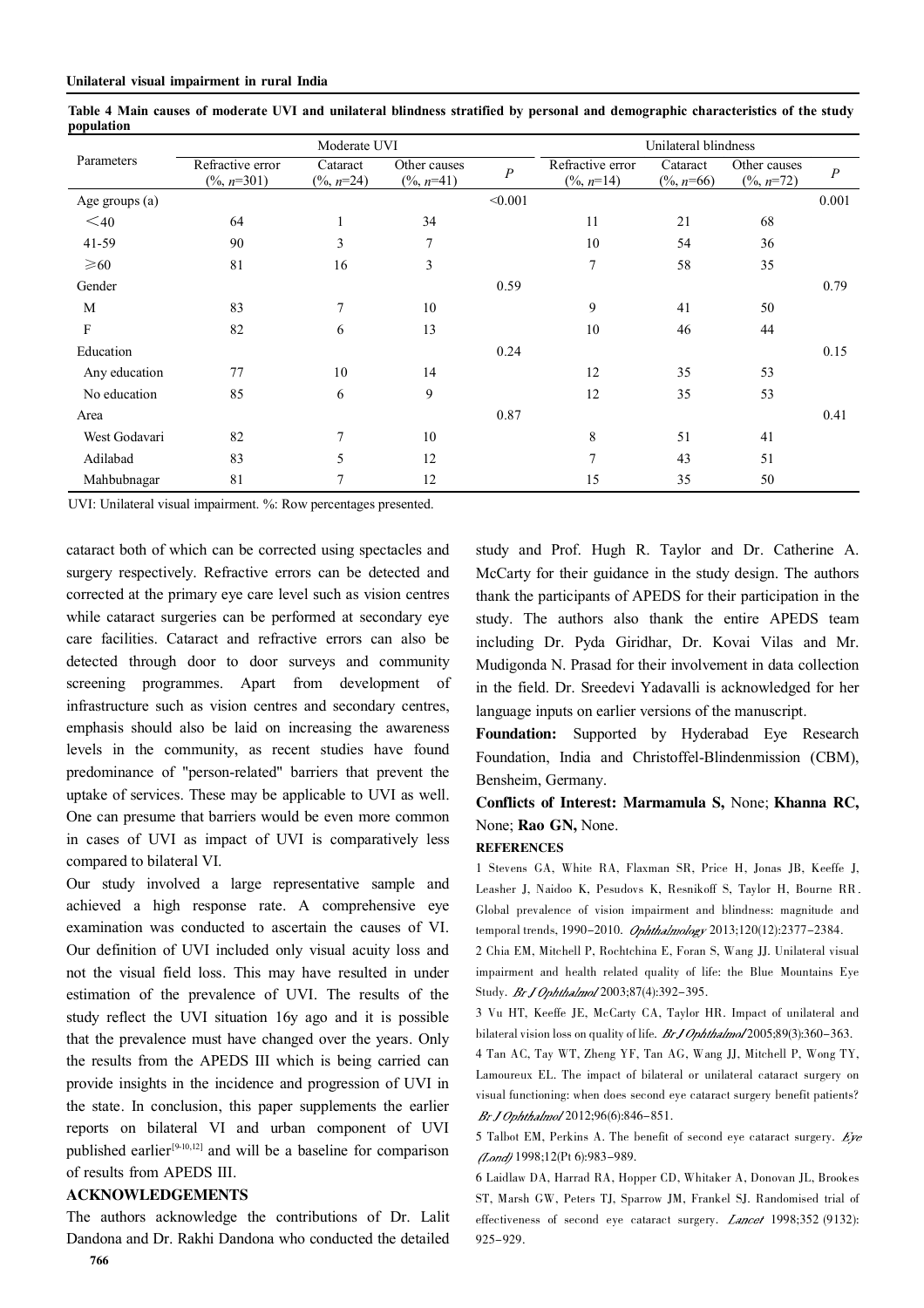**Table 4 Main causes of moderate UVI and unilateral blindness stratified by personal and demographic characteristics of the study population**

| Parameters | Moderate UVI | | | | Unilateral blindness | | | |
|---|---|---|---|---|---|---|---|---|
| | Refractive error (%, $n$=301) | Cataract (%, $n$=24) | Other causes (%, $n$=41) | $P$ | Refractive error (%, $n$=14) | Cataract (%, $n$=66) | Other causes (%, $n$=72) | $P$ |
| Age groups (a) | | | | <0.001 | | | | 0.001 |
| <40 | 64 | 1 | 34 | | 11 | 21 | 68 | |
| 41-59 | 90 | 3 | 7 | | 10 | 54 | 36 | |
| ≥60 | 81 | 16 | 3 | | 7 | 58 | 35 | |
| Gender | | | | 0.59 | | | | 0.79 |
| M | 83 | 7 | 10 | | 9 | 41 | 50 | |
| F | 82 | 6 | 13 | | 10 | 46 | 44 | |
| Education | | | | 0.24 | | | | 0.15 |
| Any education | 77 | 10 | 14 | | 12 | 35 | 53 | |
| No education | 85 | 6 | 9 | | 12 | 35 | 53 | |
| Area | | | | 0.87 | | | | 0.41 |
| West Godavari | 82 | 7 | 10 | | 8 | 51 | 41 | |
| Adilabad | 83 | 5 | 12 | | 7 | 43 | 51 | |
| Mahbubnagar | 81 | 7 | 12 | | 15 | 35 | 50 | |

UVI: Unilateral visual impairment. %: Row percentages presented.

cataract both of which can be corrected using spectacles and surgery respectively. Refractive errors can be detected and corrected at the primary eye care level such as vision centres while cataract surgeries can be performed at secondary eye care facilities. Cataract and refractive errors can also be detected through door to door surveys and community screening programmes. Apart from development of infrastructure such as vision centres and secondary centres, emphasis should also be laid on increasing the awareness levels in the community, as recent studies have found predominance of "person-related" barriers that prevent the uptake of services. These may be applicable to UVI as well. One can presume that barriers would be even more common in cases of UVI as impact of UVI is comparatively less compared to bilateral VI.

Our study involved a large representative sample and achieved a high response rate. A comprehensive eye examination was conducted to ascertain the causes of VI. Our definition of UVI included only visual acuity loss and not the visual field loss. This may have resulted in under estimation of the prevalence of UVI. The results of the study reflect the UVI situation 16y ago and it is possible that the prevalence must have changed over the years. Only the results from the APEDS III which is being carried can provide insights in the incidence and progression of UVI in the state. In conclusion, this paper supplements the earlier reports on bilateral VI and urban component of UVI published earlier[9-10,12] and will be a baseline for comparison of results from APEDS III.

## ACKNOWLEDGEMENTS

The authors acknowledge the contributions of Dr. Lalit Dandona and Dr. Rakhi Dandona who conducted the detailed study and Prof. Hugh R. Taylor and Dr. Catherine A. McCarty for their guidance in the study design. The authors thank the participants of APEDS for their participation in the study. The authors also thank the entire APEDS team including Dr. Pyda Giridhar, Dr. Kovai Vilas and Mr. Mudigonda N. Prasad for their involvement in data collection in the field. Dr. Sreedevi Yadavalli is acknowledged for her language inputs on earlier versions of the manuscript.

**Foundation:** Supported by Hyderabad Eye Research Foundation, India and Christoffel-Blindenmission (CBM), Bensheim, Germany.

**Conflicts of Interest: Marmamula S,** None; **Khanna RC,** None; **Rao GN,** None.

## REFERENCES

1 Stevens GA, White RA, Flaxman SR, Price H, Jonas JB, Keeffe J, Leasher J, Naidoo K, Pesudovs K, Resnikoff S, Taylor H, Bourne RR. Global prevalence of vision impairment and blindness: magnitude and temporal trends, 1990-2010. *Ophthalmology* 2013;120(12):2377-2384.

2 Chia EM, Mitchell P, Rochtchina E, Foran S, Wang JJ. Unilateral visual impairment and health related quality of life: the Blue Mountains Eye Study. *Br J Ophthalmol* 2003;87(4):392-395.

3 Vu HT, Keeffe JE, McCarty CA, Taylor HR. Impact of unilateral and bilateral vision loss on quality of life. *Br J Ophthalmol* 2005;89(3):360-363.

4 Tan AC, Tay WT, Zheng YF, Tan AG, Wang JJ, Mitchell P, Wong TY, Lamoureux EL. The impact of bilateral or unilateral cataract surgery on visual functioning: when does second eye cataract surgery benefit patients? *Br J Ophthalmol* 2012;96(6):846-851.

5 Talbot EM, Perkins A. The benefit of second eye cataract surgery. *Eye (Lond)* 1998;12(Pt 6):983-989.

6 Laidlaw DA, Harrad RA, Hopper CD, Whitaker A, Donovan JL, Brookes ST, Marsh GW, Peters TJ, Sparrow JM, Frankel SJ. Randomised trial of effectiveness of second eye cataract surgery. *Lancet* 1998;352 (9132): 925-929.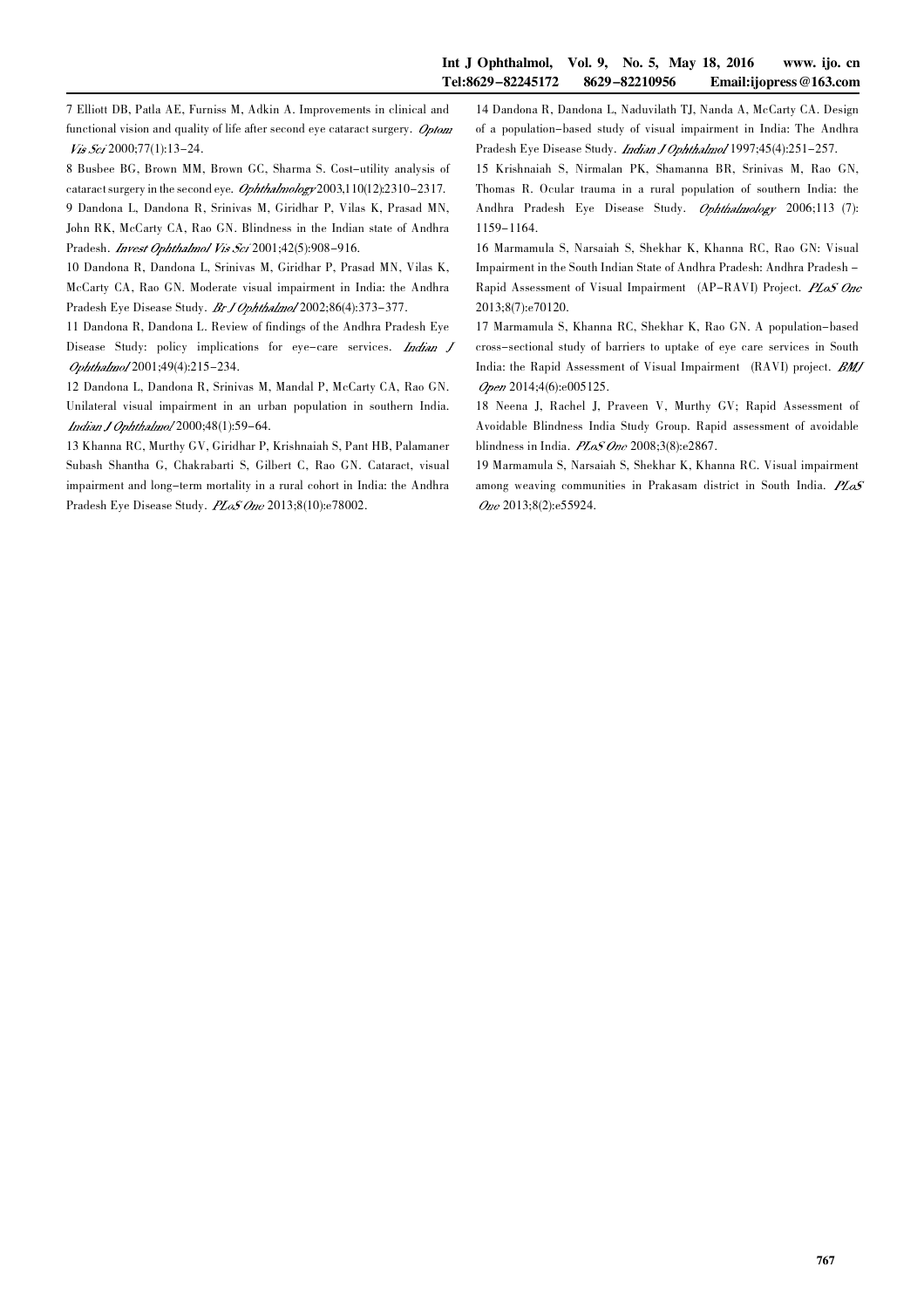7 Elliott DB, Patla AE, Furniss M, Adkin A. Improvements in clinical and functional vision and quality of life after second eye cataract surgery. *Optom Vis Sci* 2000;77(1):13-24.

8 Busbee BG, Brown MM, Brown GC, Sharma S. Cost-utility analysis of cataract surgery in the second eye. *Ophthalmology* 2003,110(12):2310-2317.

9 Dandona L, Dandona R, Srinivas M, Giridhar P, Vilas K, Prasad MN, John RK, McCarty CA, Rao GN. Blindness in the Indian state of Andhra Pradesh. *Invest Ophthalmol Vis Sci* 2001;42(5):908-916.

10 Dandona R, Dandona L, Srinivas M, Giridhar P, Prasad MN, Vilas K, McCarty CA, Rao GN. Moderate visual impairment in India: the Andhra Pradesh Eye Disease Study. *Br J Ophthalmol* 2002;86(4):373-377.

11 Dandona R, Dandona L. Review of findings of the Andhra Pradesh Eye Disease Study: policy implications for eye-care services. *Indian J Ophthalmol* 2001;49(4):215-234.

12 Dandona L, Dandona R, Srinivas M, Mandal P, McCarty CA, Rao GN. Unilateral visual impairment in an urban population in southern India. *Indian J Ophthalmol* 2000;48(1):59-64.

13 Khanna RC, Murthy GV, Giridhar P, Krishnaiah S, Pant HB, Palamaner Subash Shantha G, Chakrabarti S, Gilbert C, Rao GN. Cataract, visual impairment and long-term mortality in a rural cohort in India: the Andhra Pradesh Eye Disease Study. *PLoS One* 2013;8(10):e78002.

14 Dandona R, Dandona L, Naduvilath TJ, Nanda A, McCarty CA. Design of a population-based study of visual impairment in India: The Andhra Pradesh Eye Disease Study. *Indian J Ophthalmol* 1997;45(4):251-257.

15 Krishnaiah S, Nirmalan PK, Shamanna BR, Srinivas M, Rao GN, Thomas R. Ocular trauma in a rural population of southern India: the Andhra Pradesh Eye Disease Study. *Ophthalmology* 2006;113 (7): 1159-1164.

16 Marmamula S, Narsaiah S, Shekhar K, Khanna RC, Rao GN: Visual Impairment in the South Indian State of Andhra Pradesh: Andhra Pradesh - Rapid Assessment of Visual Impairment (AP-RAVI) Project. *PLoS One* 2013;8(7):e70120.

17 Marmamula S, Khanna RC, Shekhar K, Rao GN. A population-based cross-sectional study of barriers to uptake of eye care services in South India: the Rapid Assessment of Visual Impairment (RAVI) project. *BMJ Open* 2014;4(6):e005125.

18 Neena J, Rachel J, Praveen V, Murthy GV; Rapid Assessment of Avoidable Blindness India Study Group. Rapid assessment of avoidable blindness in India. *PLoS One* 2008;3(8):e2867.

19 Marmamula S, Narsaiah S, Shekhar K, Khanna RC. Visual impairment among weaving communities in Prakasam district in South India. *PLoS One* 2013;8(2):e55924.